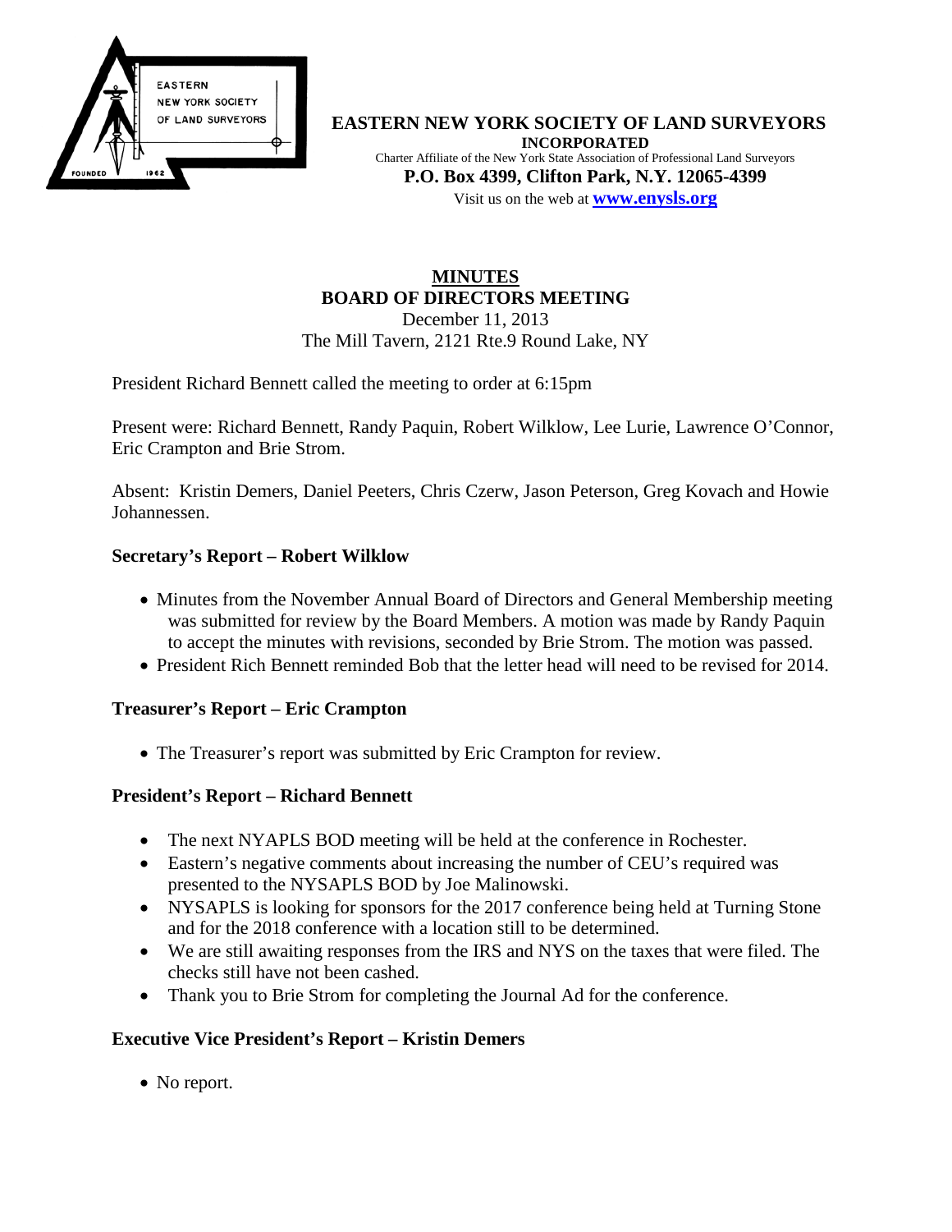EASTERN NEW YORK SOCIETY OF LAND SURVEYORS FOUNDED 1962

**EASTERN NEW YORK SOCIETY OF LAND SURVEYORS**
**INCORPORATED**
Charter Affiliate of the New York State Association of Professional Land Surveyors
**P.O. Box 4399, Clifton Park, N.Y. 12065-4399**
Visit us on the web at **www.enysls.org**

# MINUTES
## BOARD OF DIRECTORS MEETING

December 11, 2013
The Mill Tavern, 2121 Rte.9 Round Lake, NY

President Richard Bennett called the meeting to order at 6:15pm

Present were: Richard Bennett, Randy Paquin, Robert Wilklow, Lee Lurie, Lawrence O'Connor, Eric Crampton and Brie Strom.

Absent: Kristin Demers, Daniel Peeters, Chris Czerw, Jason Peterson, Greg Kovach and Howie Johannessen.

### Secretary's Report – Robert Wilklow

- Minutes from the November Annual Board of Directors and General Membership meeting was submitted for review by the Board Members. A motion was made by Randy Paquin to accept the minutes with revisions, seconded by Brie Strom. The motion was passed.
- President Rich Bennett reminded Bob that the letter head will need to be revised for 2014.

### Treasurer's Report – Eric Crampton

- The Treasurer's report was submitted by Eric Crampton for review.

### President's Report – Richard Bennett

- The next NYAPLS BOD meeting will be held at the conference in Rochester.
- Eastern's negative comments about increasing the number of CEU's required was presented to the NYSAPLS BOD by Joe Malinowski.
- NYSAPLS is looking for sponsors for the 2017 conference being held at Turning Stone and for the 2018 conference with a location still to be determined.
- We are still awaiting responses from the IRS and NYS on the taxes that were filed. The checks still have not been cashed.
- Thank you to Brie Strom for completing the Journal Ad for the conference.

### Executive Vice President's Report – Kristin Demers

- No report.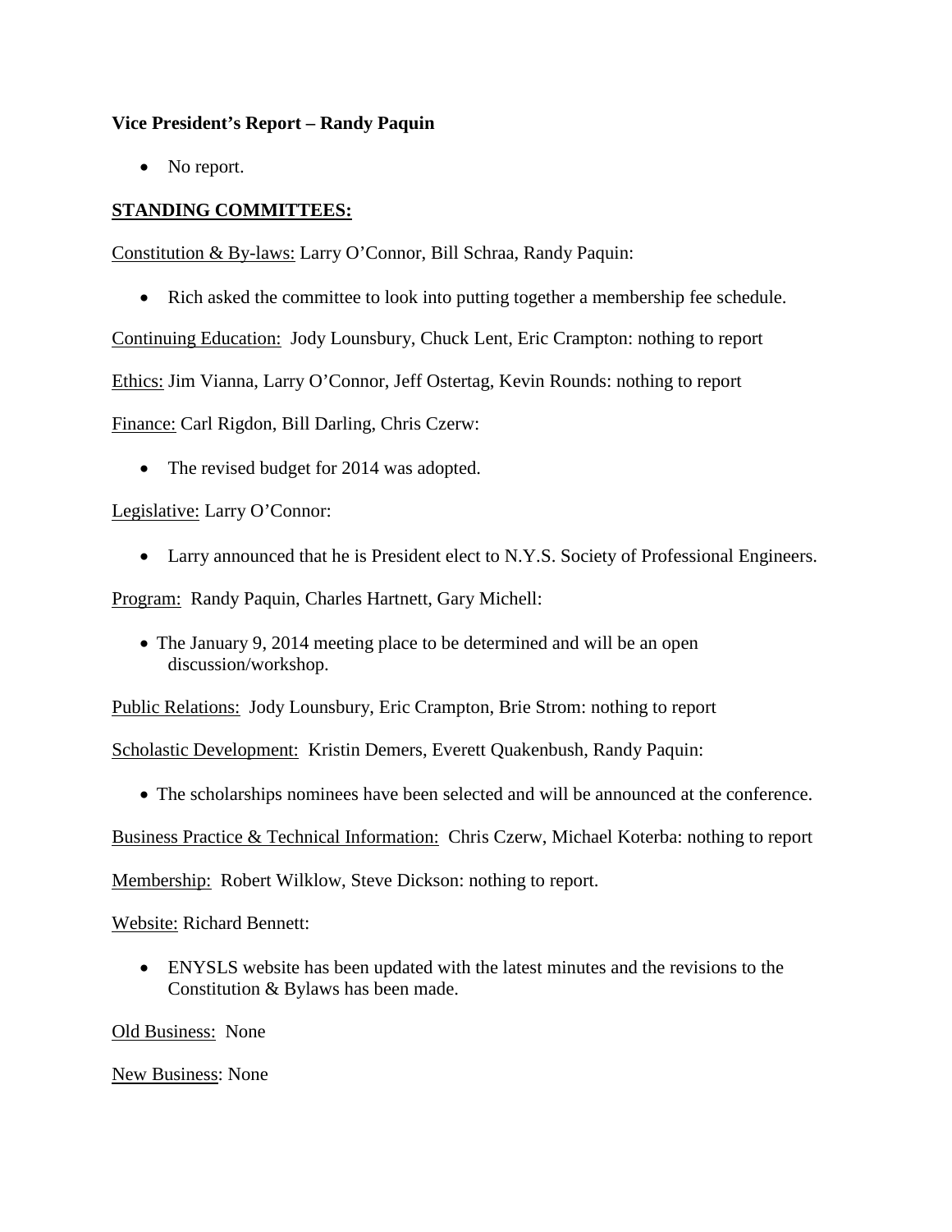**Vice President's Report – Randy Paquin**

- No report.

**STANDING COMMITTEES:**

Constitution & By-laws: Larry O'Connor, Bill Schraa, Randy Paquin:

- Rich asked the committee to look into putting together a membership fee schedule.

Continuing Education: Jody Lounsbury, Chuck Lent, Eric Crampton: nothing to report

Ethics: Jim Vianna, Larry O'Connor, Jeff Ostertag, Kevin Rounds: nothing to report

Finance: Carl Rigdon, Bill Darling, Chris Czerw:

- The revised budget for 2014 was adopted.

Legislative: Larry O'Connor:

- Larry announced that he is President elect to N.Y.S. Society of Professional Engineers.

Program: Randy Paquin, Charles Hartnett, Gary Michell:

- The January 9, 2014 meeting place to be determined and will be an open discussion/workshop.

Public Relations: Jody Lounsbury, Eric Crampton, Brie Strom: nothing to report

Scholastic Development: Kristin Demers, Everett Quakenbush, Randy Paquin:

- The scholarships nominees have been selected and will be announced at the conference.

Business Practice & Technical Information: Chris Czerw, Michael Koterba: nothing to report

Membership: Robert Wilklow, Steve Dickson: nothing to report.

Website: Richard Bennett:

- ENYSLS website has been updated with the latest minutes and the revisions to the Constitution & Bylaws has been made.

Old Business: None

New Business: None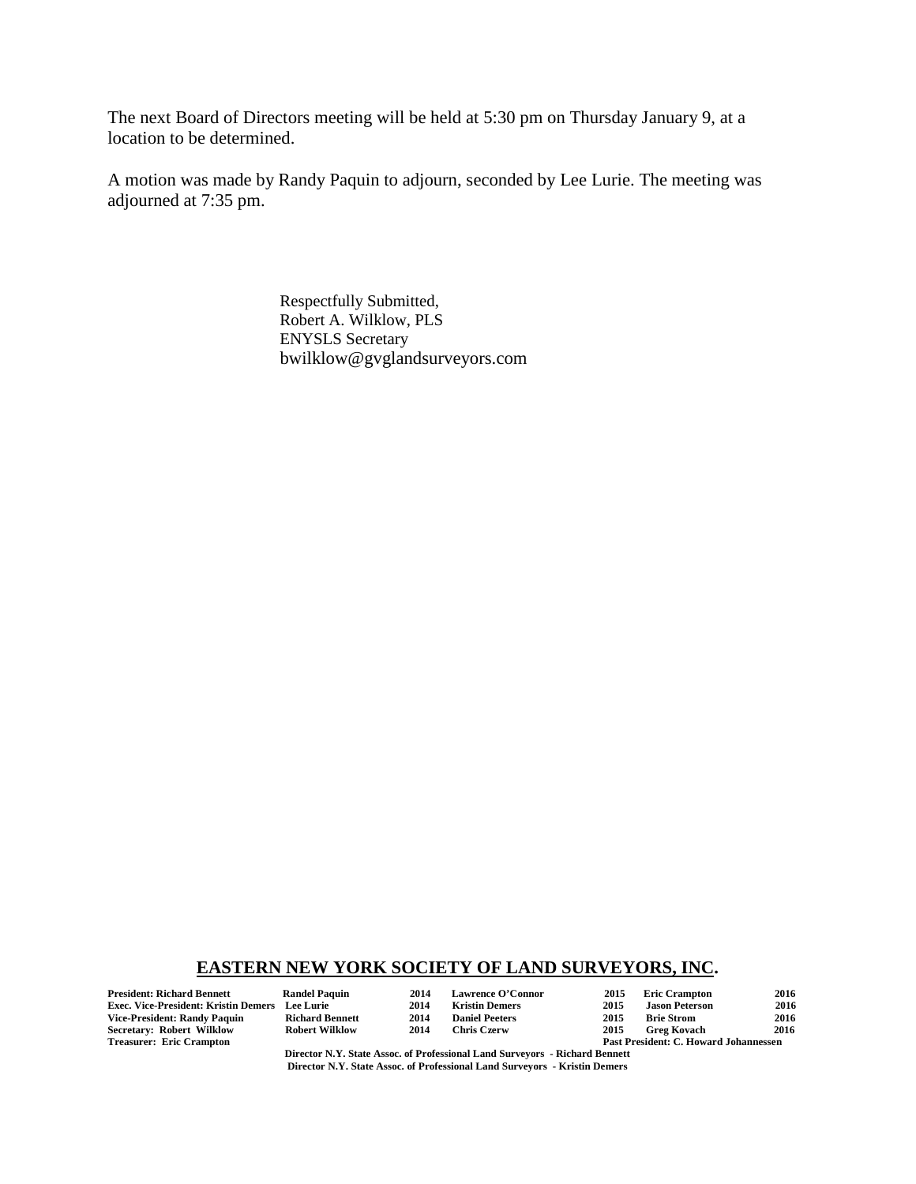The next Board of Directors meeting will be held at 5:30 pm on Thursday January 9, at a location to be determined.

A motion was made by Randy Paquin to adjourn, seconded by Lee Lurie. The meeting was adjourned at 7:35 pm.

Respectfully Submitted,
Robert A. Wilklow, PLS
ENYSLS Secretary
bwilklow@gvglandsurveyors.com

## EASTERN NEW YORK SOCIETY OF LAND SURVEYORS, INC.

| | | | | | | | |
|---|---|---|---|---|---|---|---|
| **President: Richard Bennett** | **Randel Paquin** | **2014** | **Lawrence O'Connor** | **2015** | **Eric Crampton** | **2016** |
| **Exec. Vice-President: Kristin Demers** | **Lee Lurie** | **2014** | **Kristin Demers** | **2015** | **Jason Peterson** | **2016** |
| **Vice-President: Randy Paquin** | **Richard Bennett** | **2014** | **Daniel Peeters** | **2015** | **Brie Strom** | **2016** |
| **Secretary: Robert Wilklow** | **Robert Wilklow** | **2014** | **Chris Czerw** | **2015** | **Greg Kovach** | **2016** |
| **Treasurer: Eric Crampton** | | | | **Past President: C. Howard Johannessen** | | |

**Director N.Y. State Assoc. of Professional Land Surveyors - Richard Bennett**
**Director N.Y. State Assoc. of Professional Land Surveyors - Kristin Demers**